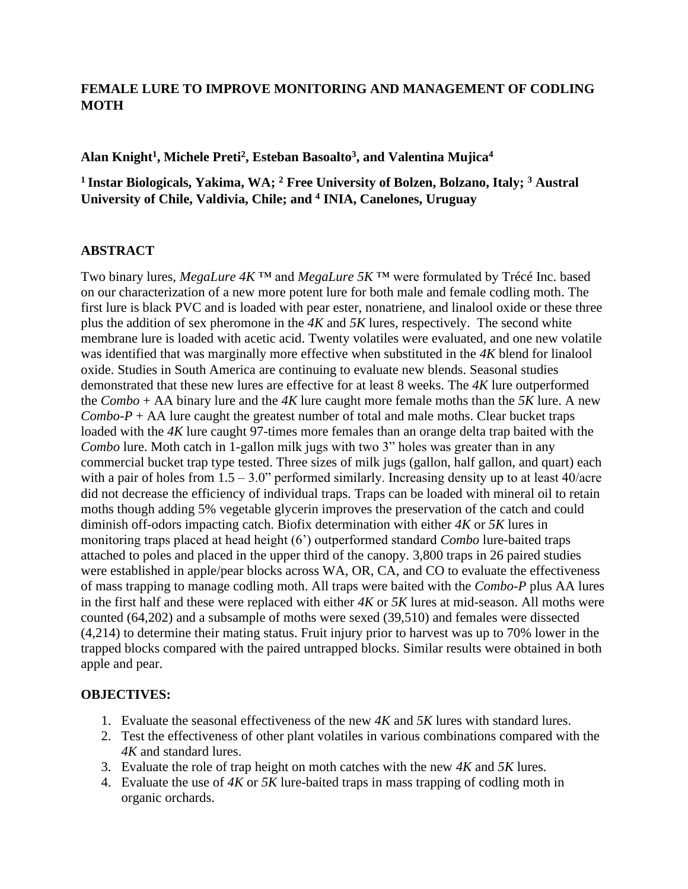# FEMALE LURE TO IMPROVE MONITORING AND MANAGEMENT OF CODLING MOTH

**Alan Knight[1], Michele Preti[2], Esteban Basoalto[3], and Valentina Mujica[4]**

**[1] Instar Biologicals, Yakima, WA; [2] Free University of Bolzen, Bolzano, Italy; [3] Austral University of Chile, Valdivia, Chile; and [4] INIA, Canelones, Uruguay**

## ABSTRACT

Two binary lures, *MegaLure 4K* ™ and *MegaLure 5K* ™ were formulated by Trécé Inc. based on our characterization of a new more potent lure for both male and female codling moth. The first lure is black PVC and is loaded with pear ester, nonatriene, and linalool oxide or these three plus the addition of sex pheromone in the *4K* and *5K* lures, respectively. The second white membrane lure is loaded with acetic acid. Twenty volatiles were evaluated, and one new volatile was identified that was marginally more effective when substituted in the *4K* blend for linalool oxide. Studies in South America are continuing to evaluate new blends. Seasonal studies demonstrated that these new lures are effective for at least 8 weeks. The *4K* lure outperformed the *Combo* + AA binary lure and the *4K* lure caught more female moths than the *5K* lure. A new *Combo-P* + AA lure caught the greatest number of total and male moths. Clear bucket traps loaded with the *4K* lure caught 97-times more females than an orange delta trap baited with the *Combo* lure. Moth catch in 1-gallon milk jugs with two 3" holes was greater than in any commercial bucket trap type tested. Three sizes of milk jugs (gallon, half gallon, and quart) each with a pair of holes from 1.5 – 3.0" performed similarly. Increasing density up to at least 40/acre did not decrease the efficiency of individual traps. Traps can be loaded with mineral oil to retain moths though adding 5% vegetable glycerin improves the preservation of the catch and could diminish off-odors impacting catch. Biofix determination with either *4K* or *5K* lures in monitoring traps placed at head height (6') outperformed standard *Combo* lure-baited traps attached to poles and placed in the upper third of the canopy. 3,800 traps in 26 paired studies were established in apple/pear blocks across WA, OR, CA, and CO to evaluate the effectiveness of mass trapping to manage codling moth. All traps were baited with the *Combo-P* plus AA lures in the first half and these were replaced with either *4K* or *5K* lures at mid-season. All moths were counted (64,202) and a subsample of moths were sexed (39,510) and females were dissected (4,214) to determine their mating status. Fruit injury prior to harvest was up to 70% lower in the trapped blocks compared with the paired untrapped blocks. Similar results were obtained in both apple and pear.

## OBJECTIVES:

1. Evaluate the seasonal effectiveness of the new *4K* and *5K* lures with standard lures.
2. Test the effectiveness of other plant volatiles in various combinations compared with the *4K* and standard lures.
3. Evaluate the role of trap height on moth catches with the new *4K* and *5K* lures.
4. Evaluate the use of *4K* or *5K* lure-baited traps in mass trapping of codling moth in organic orchards.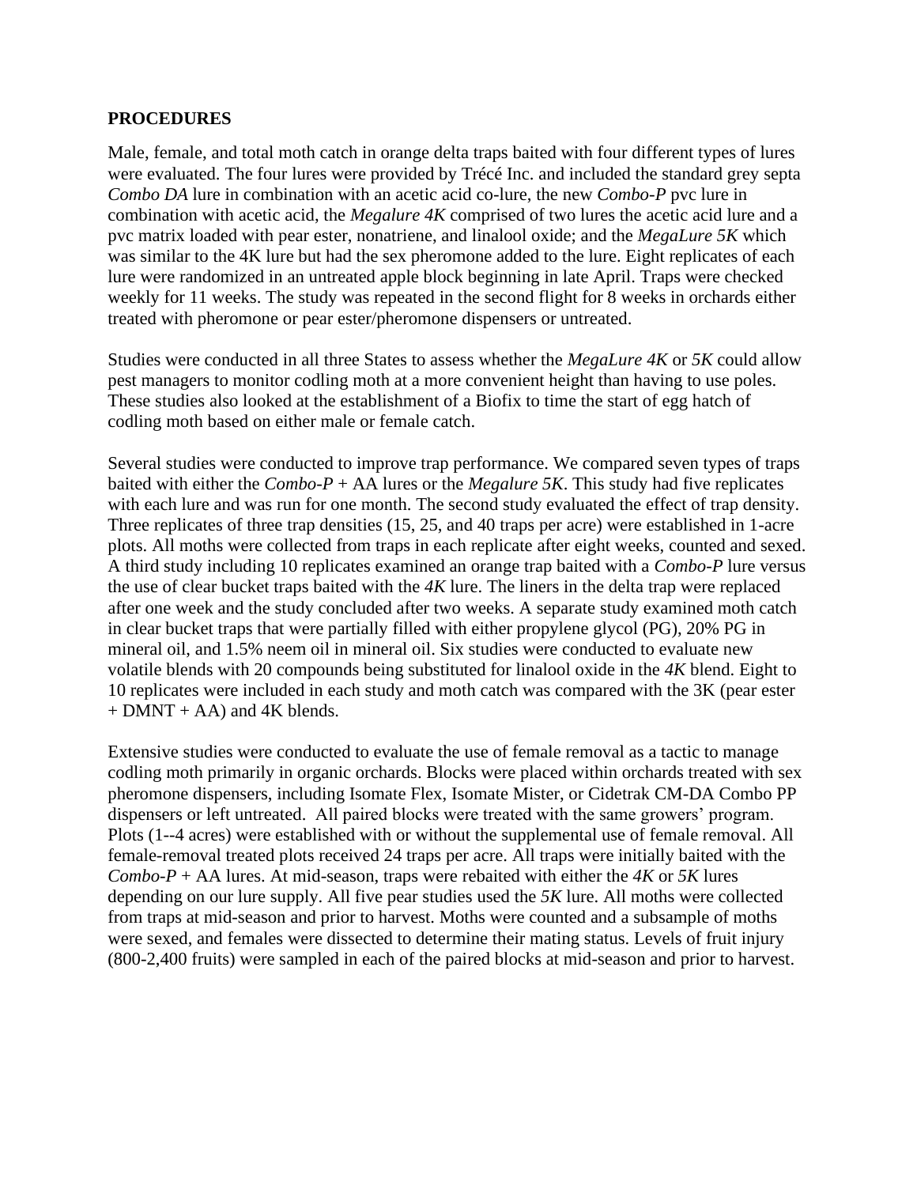**PROCEDURES**

Male, female, and total moth catch in orange delta traps baited with four different types of lures were evaluated. The four lures were provided by Trécé Inc. and included the standard grey septa *Combo DA* lure in combination with an acetic acid co-lure, the new *Combo-P* pvc lure in combination with acetic acid, the *Megalure 4K* comprised of two lures the acetic acid lure and a pvc matrix loaded with pear ester, nonatriene, and linalool oxide; and the *MegaLure 5K* which was similar to the 4K lure but had the sex pheromone added to the lure. Eight replicates of each lure were randomized in an untreated apple block beginning in late April. Traps were checked weekly for 11 weeks. The study was repeated in the second flight for 8 weeks in orchards either treated with pheromone or pear ester/pheromone dispensers or untreated.

Studies were conducted in all three States to assess whether the *MegaLure 4K* or *5K* could allow pest managers to monitor codling moth at a more convenient height than having to use poles. These studies also looked at the establishment of a Biofix to time the start of egg hatch of codling moth based on either male or female catch.

Several studies were conducted to improve trap performance. We compared seven types of traps baited with either the *Combo-P* + AA lures or the *Megalure 5K*. This study had five replicates with each lure and was run for one month. The second study evaluated the effect of trap density. Three replicates of three trap densities (15, 25, and 40 traps per acre) were established in 1-acre plots. All moths were collected from traps in each replicate after eight weeks, counted and sexed. A third study including 10 replicates examined an orange trap baited with a *Combo-P* lure versus the use of clear bucket traps baited with the *4K* lure. The liners in the delta trap were replaced after one week and the study concluded after two weeks. A separate study examined moth catch in clear bucket traps that were partially filled with either propylene glycol (PG), 20% PG in mineral oil, and 1.5% neem oil in mineral oil. Six studies were conducted to evaluate new volatile blends with 20 compounds being substituted for linalool oxide in the *4K* blend. Eight to 10 replicates were included in each study and moth catch was compared with the 3K (pear ester + DMNT + AA) and 4K blends.

Extensive studies were conducted to evaluate the use of female removal as a tactic to manage codling moth primarily in organic orchards. Blocks were placed within orchards treated with sex pheromone dispensers, including Isomate Flex, Isomate Mister, or Cidetrak CM-DA Combo PP dispensers or left untreated. All paired blocks were treated with the same growers' program. Plots (1--4 acres) were established with or without the supplemental use of female removal. All female-removal treated plots received 24 traps per acre. All traps were initially baited with the *Combo-P* + AA lures. At mid-season, traps were rebaited with either the *4K* or *5K* lures depending on our lure supply. All five pear studies used the *5K* lure. All moths were collected from traps at mid-season and prior to harvest. Moths were counted and a subsample of moths were sexed, and females were dissected to determine their mating status. Levels of fruit injury (800-2,400 fruits) were sampled in each of the paired blocks at mid-season and prior to harvest.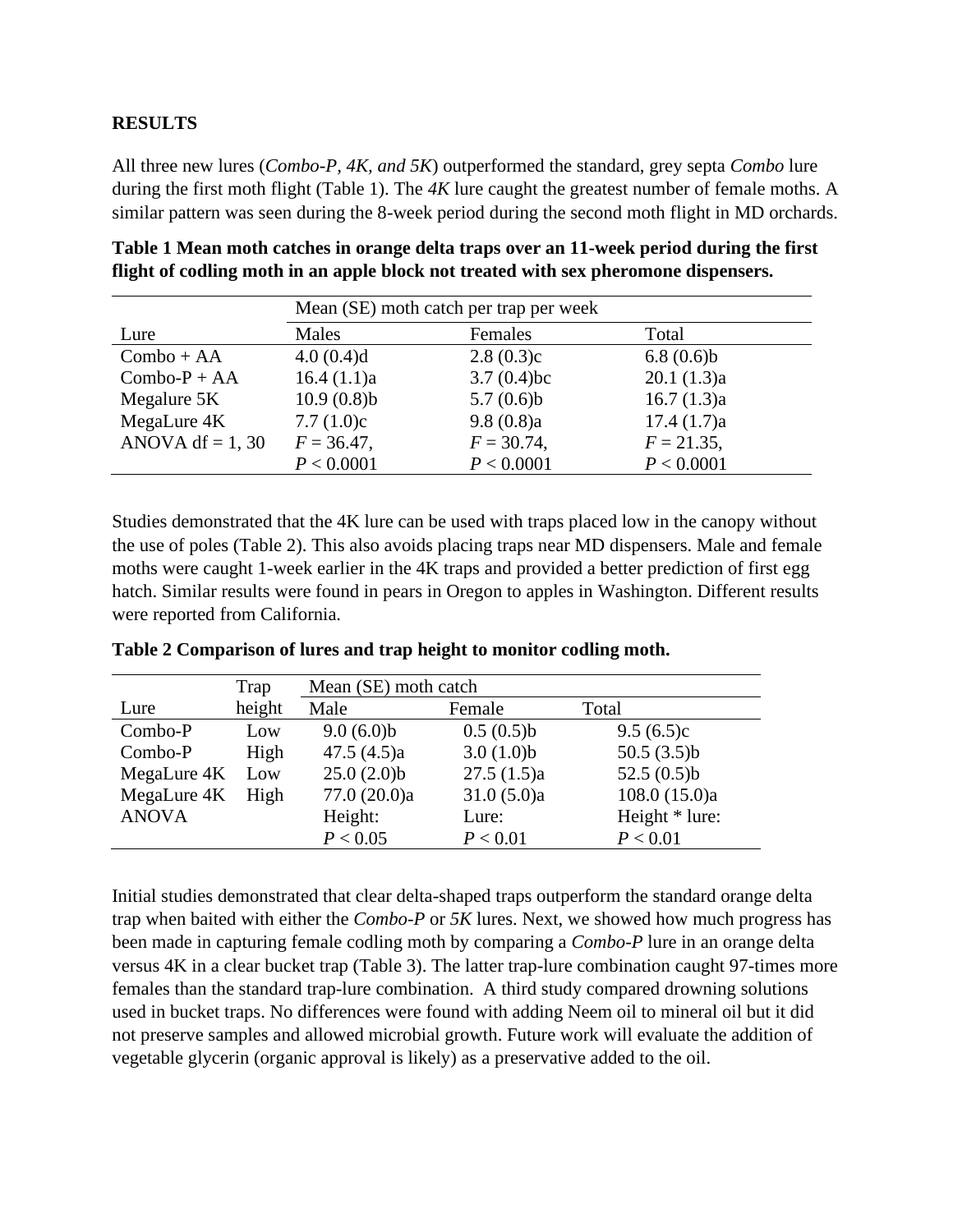**RESULTS**

All three new lures (*Combo-P, 4K, and 5K*) outperformed the standard, grey septa *Combo* lure during the first moth flight (Table 1). The *4K* lure caught the greatest number of female moths. A similar pattern was seen during the 8-week period during the second moth flight in MD orchards.

**Table 1 Mean moth catches in orange delta traps over an 11-week period during the first flight of codling moth in an apple block not treated with sex pheromone dispensers.**

| | Mean (SE) moth catch per trap per week | | |
|---|---|---|---|
| Lure | Males | Females | Total |
| Combo + AA | 4.0 (0.4)d | 2.8 (0.3)c | 6.8 (0.6)b |
| Combo-P + AA | 16.4 (1.1)a | 3.7 (0.4)bc | 20.1 (1.3)a |
| Megalure 5K | 10.9 (0.8)b | 5.7 (0.6)b | 16.7 (1.3)a |
| MegaLure 4K | 7.7 (1.0)c | 9.8 (0.8)a | 17.4 (1.7)a |
| ANOVA df = 1, 30 | $F = 36.47$, $P < 0.0001$ | $F = 30.74$, $P < 0.0001$ | $F = 21.35$, $P < 0.0001$ |

Studies demonstrated that the 4K lure can be used with traps placed low in the canopy without the use of poles (Table 2). This also avoids placing traps near MD dispensers. Male and female moths were caught 1-week earlier in the 4K traps and provided a better prediction of first egg hatch. Similar results were found in pears in Oregon to apples in Washington. Different results were reported from California.

**Table 2 Comparison of lures and trap height to monitor codling moth.**

| | Trap | Mean (SE) moth catch | | |
|---|---|---|---|---|
| Lure | height | Male | Female | Total |
| Combo-P | Low | 9.0 (6.0)b | 0.5 (0.5)b | 9.5 (6.5)c |
| Combo-P | High | 47.5 (4.5)a | 3.0 (1.0)b | 50.5 (3.5)b |
| MegaLure 4K | Low | 25.0 (2.0)b | 27.5 (1.5)a | 52.5 (0.5)b |
| MegaLure 4K | High | 77.0 (20.0)a | 31.0 (5.0)a | 108.0 (15.0)a |
| ANOVA | | Height: $P < 0.05$ | Lure: $P < 0.01$ | Height * lure: $P < 0.01$ |

Initial studies demonstrated that clear delta-shaped traps outperform the standard orange delta trap when baited with either the *Combo-P* or *5K* lures. Next, we showed how much progress has been made in capturing female codling moth by comparing a *Combo-P* lure in an orange delta versus 4K in a clear bucket trap (Table 3). The latter trap-lure combination caught 97-times more females than the standard trap-lure combination. A third study compared drowning solutions used in bucket traps. No differences were found with adding Neem oil to mineral oil but it did not preserve samples and allowed microbial growth. Future work will evaluate the addition of vegetable glycerin (organic approval is likely) as a preservative added to the oil.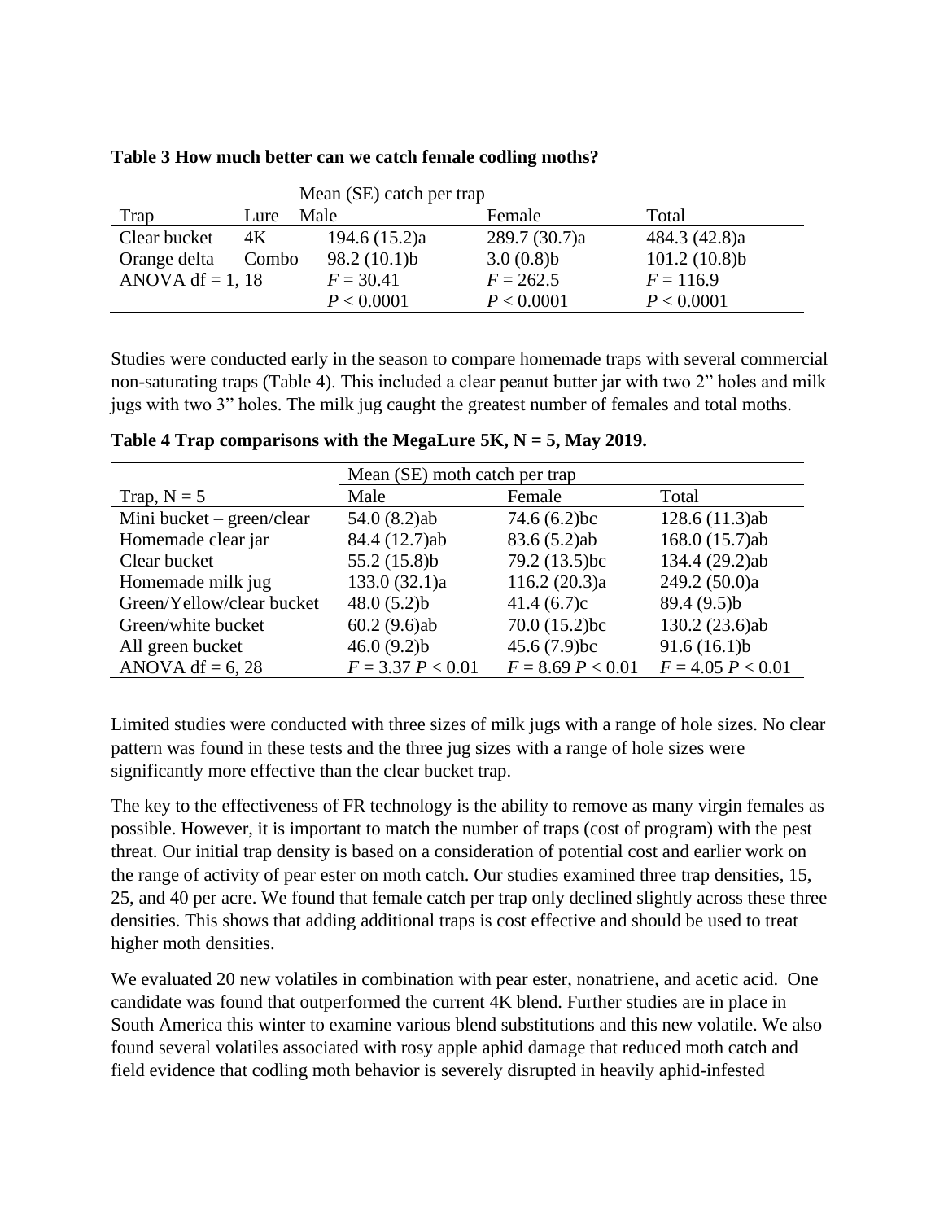**Table 3 How much better can we catch female codling moths?**

| | | Mean (SE) catch per trap | | |
|---|---|---|---|---|
| Trap | Lure | Male | Female | Total |
| Clear bucket | 4K | 194.6 (15.2)a | 289.7 (30.7)a | 484.3 (42.8)a |
| Orange delta | Combo | 98.2 (10.1)b | 3.0 (0.8)b | 101.2 (10.8)b |
| ANOVA df = 1, 18 | | $F = 30.41$ $P < 0.0001$ | $F = 262.5$ $P < 0.0001$ | $F = 116.9$ $P < 0.0001$ |

Studies were conducted early in the season to compare homemade traps with several commercial non-saturating traps (Table 4). This included a clear peanut butter jar with two 2" holes and milk jugs with two 3" holes. The milk jug caught the greatest number of females and total moths.

**Table 4 Trap comparisons with the MegaLure 5K, N = 5, May 2019.**

| | Mean (SE) moth catch per trap | | |
|---|---|---|---|
| Trap, N = 5 | Male | Female | Total |
| Mini bucket – green/clear | 54.0 (8.2)ab | 74.6 (6.2)bc | 128.6 (11.3)ab |
| Homemade clear jar | 84.4 (12.7)ab | 83.6 (5.2)ab | 168.0 (15.7)ab |
| Clear bucket | 55.2 (15.8)b | 79.2 (13.5)bc | 134.4 (29.2)ab |
| Homemade milk jug | 133.0 (32.1)a | 116.2 (20.3)a | 249.2 (50.0)a |
| Green/Yellow/clear bucket | 48.0 (5.2)b | 41.4 (6.7)c | 89.4 (9.5)b |
| Green/white bucket | 60.2 (9.6)ab | 70.0 (15.2)bc | 130.2 (23.6)ab |
| All green bucket | 46.0 (9.2)b | 45.6 (7.9)bc | 91.6 (16.1)b |
| ANOVA df = 6, 28 | $F = 3.37$ $P < 0.01$ | $F = 8.69$ $P < 0.01$ | $F = 4.05$ $P < 0.01$ |

Limited studies were conducted with three sizes of milk jugs with a range of hole sizes. No clear pattern was found in these tests and the three jug sizes with a range of hole sizes were significantly more effective than the clear bucket trap.

The key to the effectiveness of FR technology is the ability to remove as many virgin females as possible. However, it is important to match the number of traps (cost of program) with the pest threat. Our initial trap density is based on a consideration of potential cost and earlier work on the range of activity of pear ester on moth catch. Our studies examined three trap densities, 15, 25, and 40 per acre. We found that female catch per trap only declined slightly across these three densities. This shows that adding additional traps is cost effective and should be used to treat higher moth densities.

We evaluated 20 new volatiles in combination with pear ester, nonatriene, and acetic acid. One candidate was found that outperformed the current 4K blend. Further studies are in place in South America this winter to examine various blend substitutions and this new volatile. We also found several volatiles associated with rosy apple aphid damage that reduced moth catch and field evidence that codling moth behavior is severely disrupted in heavily aphid-infested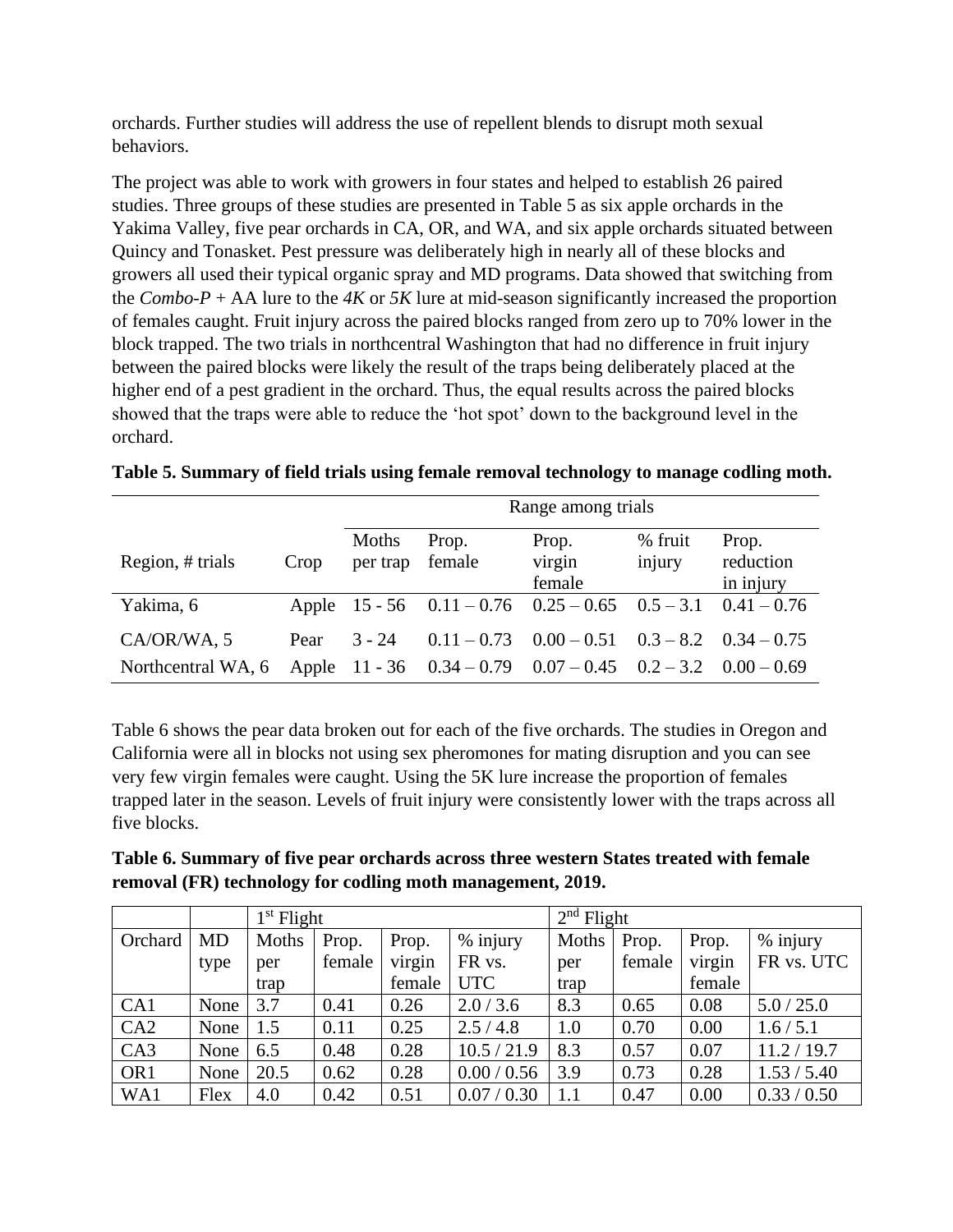orchards. Further studies will address the use of repellent blends to disrupt moth sexual behaviors.

The project was able to work with growers in four states and helped to establish 26 paired studies. Three groups of these studies are presented in Table 5 as six apple orchards in the Yakima Valley, five pear orchards in CA, OR, and WA, and six apple orchards situated between Quincy and Tonasket. Pest pressure was deliberately high in nearly all of these blocks and growers all used their typical organic spray and MD programs. Data showed that switching from the *Combo-P* + AA lure to the *4K* or *5K* lure at mid-season significantly increased the proportion of females caught. Fruit injury across the paired blocks ranged from zero up to 70% lower in the block trapped. The two trials in northcentral Washington that had no difference in fruit injury between the paired blocks were likely the result of the traps being deliberately placed at the higher end of a pest gradient in the orchard. Thus, the equal results across the paired blocks showed that the traps were able to reduce the 'hot spot' down to the background level in the orchard.

**Table 5. Summary of field trials using female removal technology to manage codling moth.**

| | | Range among trials | | | | |
|---|---|---|---|---|---|---|
| Region, # trials | Crop | Moths per trap | Prop. female | Prop. virgin female | % fruit injury | Prop. reduction in injury |
| Yakima, 6 | Apple | 15 - 56 | 0.11 – 0.76 | 0.25 – 0.65 | 0.5 – 3.1 | 0.41 – 0.76 |
| CA/OR/WA, 5 | Pear | 3 - 24 | 0.11 – 0.73 | 0.00 – 0.51 | 0.3 – 8.2 | 0.34 – 0.75 |
| Northcentral WA, 6 | Apple | 11 - 36 | 0.34 – 0.79 | 0.07 – 0.45 | 0.2 – 3.2 | 0.00 – 0.69 |

Table 6 shows the pear data broken out for each of the five orchards. The studies in Oregon and California were all in blocks not using sex pheromones for mating disruption and you can see very few virgin females were caught. Using the 5K lure increase the proportion of females trapped later in the season. Levels of fruit injury were consistently lower with the traps across all five blocks.

**Table 6. Summary of five pear orchards across three western States treated with female removal (FR) technology for codling moth management, 2019.**

| | | 1st Flight | | | | 2nd Flight | | | |
|---|---|---|---|---|---|---|---|---|---|
| Orchard | MD type | Moths per trap | Prop. female | Prop. virgin female | % injury FR vs. UTC | Moths per trap | Prop. female | Prop. virgin female | % injury FR vs. UTC |
| CA1 | None | 3.7 | 0.41 | 0.26 | 2.0 / 3.6 | 8.3 | 0.65 | 0.08 | 5.0 / 25.0 |
| CA2 | None | 1.5 | 0.11 | 0.25 | 2.5 / 4.8 | 1.0 | 0.70 | 0.00 | 1.6 / 5.1 |
| CA3 | None | 6.5 | 0.48 | 0.28 | 10.5 / 21.9 | 8.3 | 0.57 | 0.07 | 11.2 / 19.7 |
| OR1 | None | 20.5 | 0.62 | 0.28 | 0.00 / 0.56 | 3.9 | 0.73 | 0.28 | 1.53 / 5.40 |
| WA1 | Flex | 4.0 | 0.42 | 0.51 | 0.07 / 0.30 | 1.1 | 0.47 | 0.00 | 0.33 / 0.50 |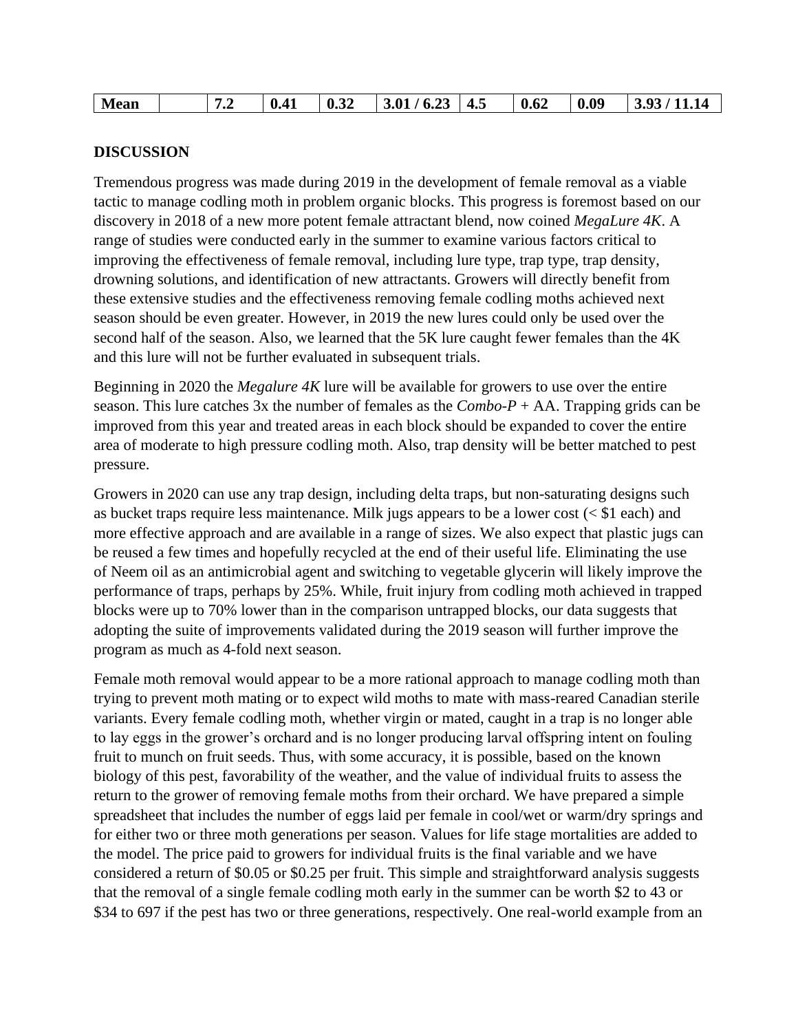| Mean | | 7.2 | 0.41 | 0.32 | 3.01 / 6.23 | 4.5 | 0.62 | 0.09 | 3.93 / 11.14 |
|---|---|---|---|---|---|---|---|---|---|

## DISCUSSION

Tremendous progress was made during 2019 in the development of female removal as a viable tactic to manage codling moth in problem organic blocks. This progress is foremost based on our discovery in 2018 of a new more potent female attractant blend, now coined *MegaLure 4K*. A range of studies were conducted early in the summer to examine various factors critical to improving the effectiveness of female removal, including lure type, trap type, trap density, drowning solutions, and identification of new attractants. Growers will directly benefit from these extensive studies and the effectiveness removing female codling moths achieved next season should be even greater. However, in 2019 the new lures could only be used over the second half of the season. Also, we learned that the 5K lure caught fewer females than the 4K and this lure will not be further evaluated in subsequent trials.

Beginning in 2020 the *Megalure 4K* lure will be available for growers to use over the entire season. This lure catches 3x the number of females as the *Combo-P* + AA. Trapping grids can be improved from this year and treated areas in each block should be expanded to cover the entire area of moderate to high pressure codling moth. Also, trap density will be better matched to pest pressure.

Growers in 2020 can use any trap design, including delta traps, but non-saturating designs such as bucket traps require less maintenance. Milk jugs appears to be a lower cost (< $1 each) and more effective approach and are available in a range of sizes. We also expect that plastic jugs can be reused a few times and hopefully recycled at the end of their useful life. Eliminating the use of Neem oil as an antimicrobial agent and switching to vegetable glycerin will likely improve the performance of traps, perhaps by 25%. While, fruit injury from codling moth achieved in trapped blocks were up to 70% lower than in the comparison untrapped blocks, our data suggests that adopting the suite of improvements validated during the 2019 season will further improve the program as much as 4-fold next season.

Female moth removal would appear to be a more rational approach to manage codling moth than trying to prevent moth mating or to expect wild moths to mate with mass-reared Canadian sterile variants. Every female codling moth, whether virgin or mated, caught in a trap is no longer able to lay eggs in the grower's orchard and is no longer producing larval offspring intent on fouling fruit to munch on fruit seeds. Thus, with some accuracy, it is possible, based on the known biology of this pest, favorability of the weather, and the value of individual fruits to assess the return to the grower of removing female moths from their orchard. We have prepared a simple spreadsheet that includes the number of eggs laid per female in cool/wet or warm/dry springs and for either two or three moth generations per season. Values for life stage mortalities are added to the model. The price paid to growers for individual fruits is the final variable and we have considered a return of $0.05 or $0.25 per fruit. This simple and straightforward analysis suggests that the removal of a single female codling moth early in the summer can be worth $2 to 43 or $34 to 697 if the pest has two or three generations, respectively. One real-world example from an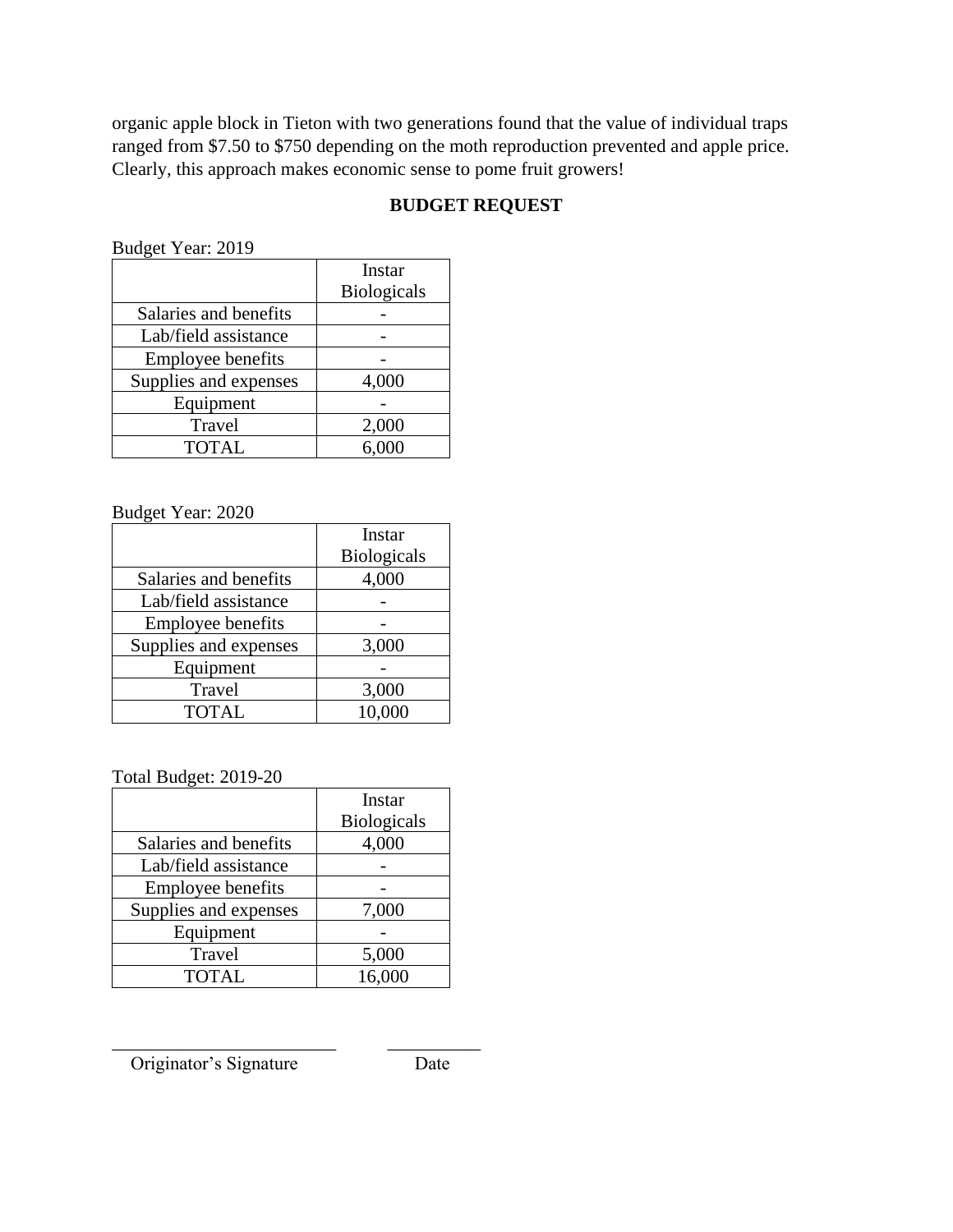organic apple block in Tieton with two generations found that the value of individual traps ranged from $7.50 to $750 depending on the moth reproduction prevented and apple price. Clearly, this approach makes economic sense to pome fruit growers!

## BUDGET REQUEST

Budget Year: 2019

| | Instar Biologicals |
|---|---|
| Salaries and benefits | - |
| Lab/field assistance | - |
| Employee benefits | - |
| Supplies and expenses | 4,000 |
| Equipment | - |
| Travel | 2,000 |
| TOTAL | 6,000 |

Budget Year: 2020

| | Instar Biologicals |
|---|---|
| Salaries and benefits | 4,000 |
| Lab/field assistance | - |
| Employee benefits | - |
| Supplies and expenses | 3,000 |
| Equipment | - |
| Travel | 3,000 |
| TOTAL | 10,000 |

Total Budget: 2019-20

| | Instar Biologicals |
|---|---|
| Salaries and benefits | 4,000 |
| Lab/field assistance | - |
| Employee benefits | - |
| Supplies and expenses | 7,000 |
| Equipment | - |
| Travel | 5,000 |
| TOTAL | 16,000 |

\_\_\_\_\_\_\_\_\_\_\_\_\_\_\_\_\_\_\_\_\_\_\_\_ \_\_\_\_\_\_\_\_\_\_

Originator's Signature Date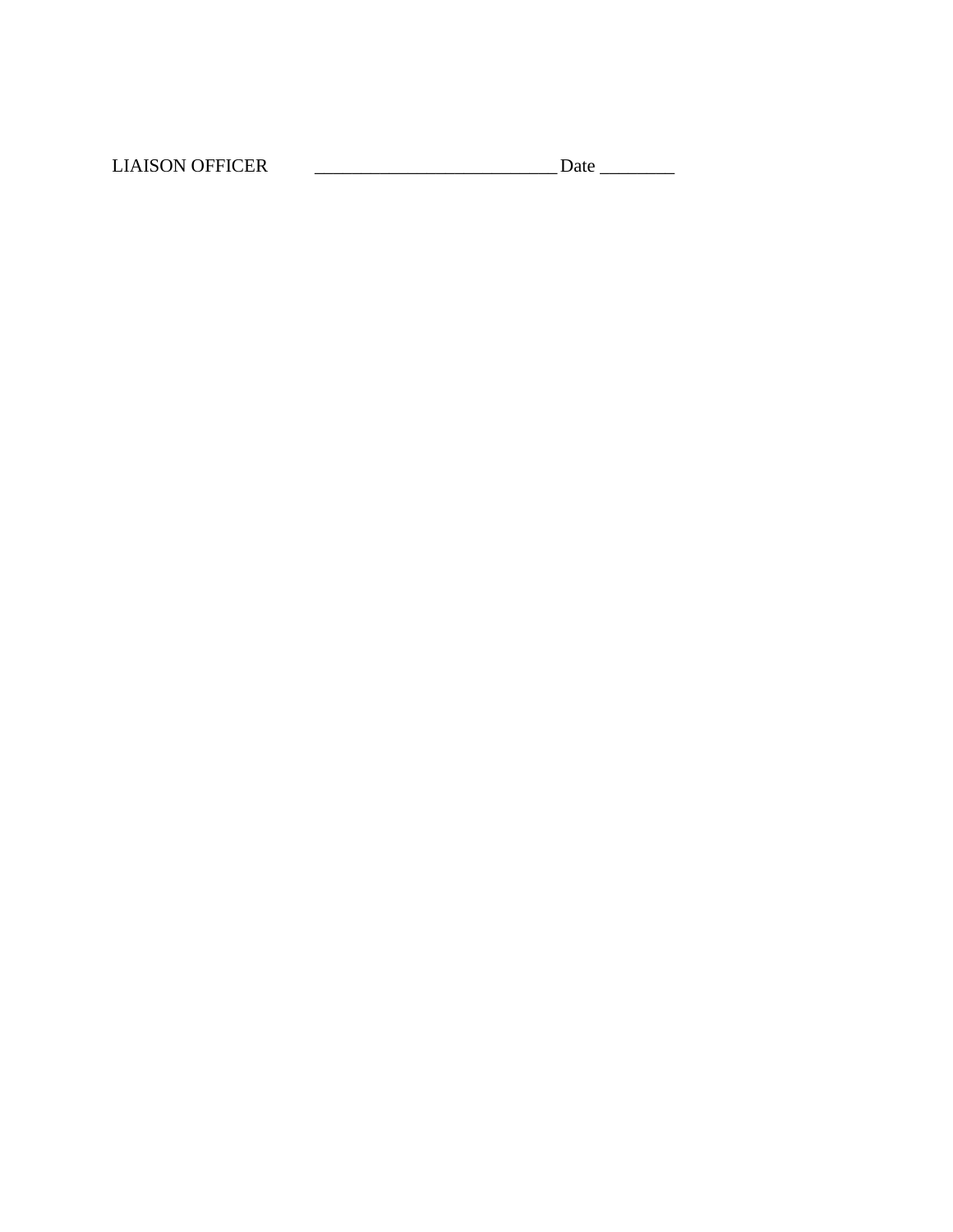LIAISON OFFICER ___________________________ Date ________